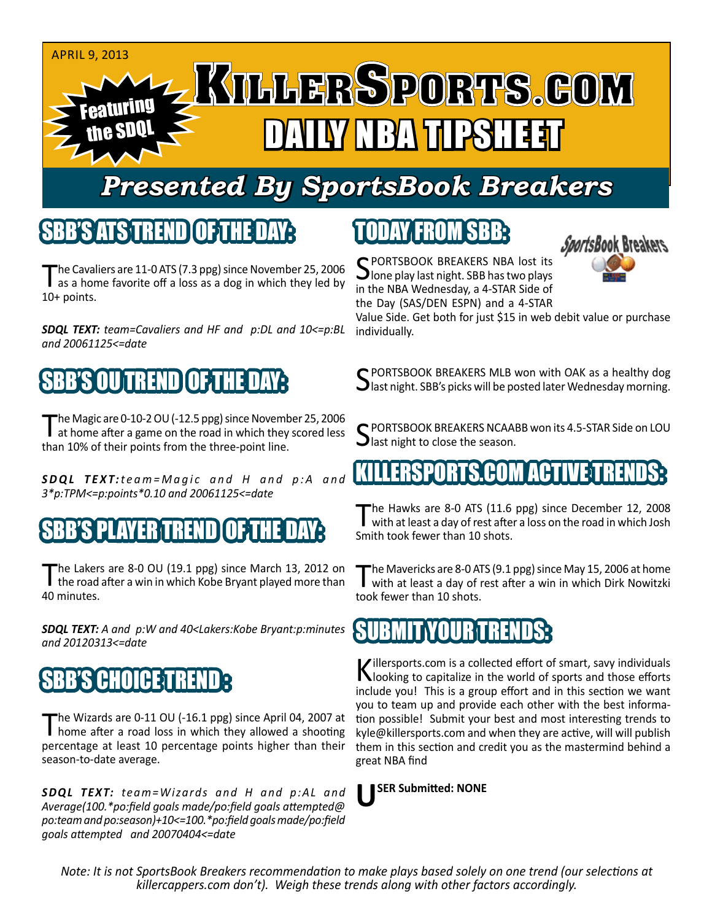APRIL 9, 2013

Featuring the SDQL

# KILLERSPORTS.COM DAILY NBA TIPSHEET

## Presented By SportsBook Breakers

## SBB'S ATS TREND OF THE DAY:

The Cavaliers are 11-0 ATS (7.3 ppg) since November 25, 2006 as a home favorite off a loss as a dog in which they led by 10+ points.

***SDQL TEXT:*** *team=Cavaliers and HF and p:DL and 10<=p:BL and 20061125<=date*

## SBB'S OU TREND OF THE DAY:

The Magic are 0-10-2 OU (-12.5 ppg) since November 25, 2006 at home after a game on the road in which they scored less than 10% of their points from the three-point line.

***SDQL TEXT:*** *team=Magic and H and p:A and 3*p:TPM<=p:points*0.10 and 20061125<=date*

## SBB'S PLAYER TREND OF THE DAY:

The Lakers are 8-0 OU (19.1 ppg) since March 13, 2012 on the road after a win in which Kobe Bryant played more than 40 minutes.

***SDQL TEXT:*** *A and p:W and 40<Lakers:Kobe Bryant:p:minutes and 20120313<=date*

## SBB'S CHOICE TREND :

The Wizards are 0-11 OU (-16.1 ppg) since April 04, 2007 at home after a road loss in which they allowed a shooting percentage at least 10 percentage points higher than their season-to-date average.

***SDQL TEXT:*** *team=Wizards and H and p:AL and Average(100.*po:field goals made/po:field goals attempted@ po:team and po:season)+10<=100.*po:field goals made/po:field goals attempted and 20070404<=date*

## TODAY FROM SBB:

SPORTSBOOK BREAKERS NBA lost its lone play last night. SBB has two plays in the NBA Wednesday, a 4-STAR Side of the Day (SAS/DEN ESPN) and a 4-STAR Value Side. Get both for just $15 in web debit value or purchase individually.

SPORTSBOOK BREAKERS MLB won with OAK as a healthy dog last night. SBB's picks will be posted later Wednesday morning.

SPORTSBOOK BREAKERS NCAABB won its 4.5-STAR Side on LOU last night to close the season.

## KILLERSPORTS.COM ACTIVE TRENDS:

The Hawks are 8-0 ATS (11.6 ppg) since December 12, 2008 with at least a day of rest after a loss on the road in which Josh Smith took fewer than 10 shots.

The Mavericks are 8-0 ATS (9.1 ppg) since May 15, 2006 at home with at least a day of rest after a win in which Dirk Nowitzki took fewer than 10 shots.

## SUBMIT YOUR TRENDS:

Killersports.com is a collected effort of smart, savy individuals looking to capitalize in the world of sports and those efforts include you! This is a group effort and in this section we want you to team up and provide each other with the best information possible! Submit your best and most interesting trends to kyle@killersports.com and when they are active, will will publish them in this section and credit you as the mastermind behind a great NBA find

**USER Submitted: NONE**

*Note: It is not SportsBook Breakers recommendation to make plays based solely on one trend (our selections at killercappers.com don't). Weigh these trends along with other factors accordingly.*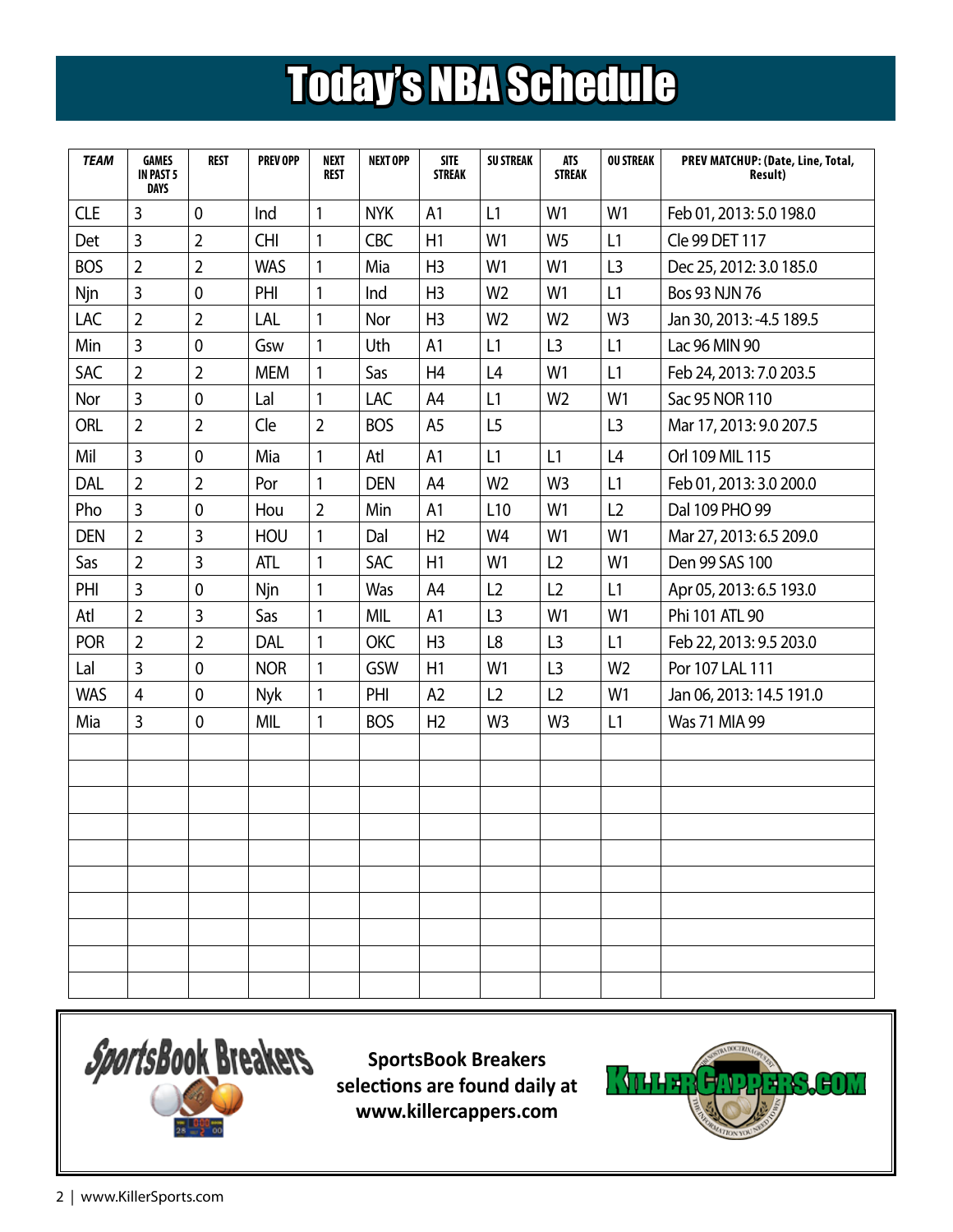# Today's NBA Schedule

| TEAM | GAMES IN PAST 5 DAYS | REST | PREV OPP | NEXT REST | NEXT OPP | SITE STREAK | SU STREAK | ATS STREAK | OU STREAK | PREV MATCHUP: (Date, Line, Total, Result) |
|---|---|---|---|---|---|---|---|---|---|---|
| CLE | 3 | 0 | Ind | 1 | NYK | A1 | L1 | W1 | W1 | Feb 01, 2013: 5.0 198.0 |
| Det | 3 | 2 | CHI | 1 | CBC | H1 | W1 | W5 | L1 | Cle 99 DET 117 |
| BOS | 2 | 2 | WAS | 1 | Mia | H3 | W1 | W1 | L3 | Dec 25, 2012: 3.0 185.0 |
| Njn | 3 | 0 | PHI | 1 | Ind | H3 | W2 | W1 | L1 | Bos 93 NJN 76 |
| LAC | 2 | 2 | LAL | 1 | Nor | H3 | W2 | W2 | W3 | Jan 30, 2013: -4.5 189.5 |
| Min | 3 | 0 | Gsw | 1 | Uth | A1 | L1 | L3 | L1 | Lac 96 MIN 90 |
| SAC | 2 | 2 | MEM | 1 | Sas | H4 | L4 | W1 | L1 | Feb 24, 2013: 7.0 203.5 |
| Nor | 3 | 0 | Lal | 1 | LAC | A4 | L1 | W2 | W1 | Sac 95 NOR 110 |
| ORL | 2 | 2 | Cle | 2 | BOS | A5 | L5 | | L3 | Mar 17, 2013: 9.0 207.5 |
| Mil | 3 | 0 | Mia | 1 | Atl | A1 | L1 | L1 | L4 | Orl 109 MIL 115 |
| DAL | 2 | 2 | Por | 1 | DEN | A4 | W2 | W3 | L1 | Feb 01, 2013: 3.0 200.0 |
| Pho | 3 | 0 | Hou | 2 | Min | A1 | L10 | W1 | L2 | Dal 109 PHO 99 |
| DEN | 2 | 3 | HOU | 1 | Dal | H2 | W4 | W1 | W1 | Mar 27, 2013: 6.5 209.0 |
| Sas | 2 | 3 | ATL | 1 | SAC | H1 | W1 | L2 | W1 | Den 99 SAS 100 |
| PHI | 3 | 0 | Njn | 1 | Was | A4 | L2 | L2 | L1 | Apr 05, 2013: 6.5 193.0 |
| Atl | 2 | 3 | Sas | 1 | MIL | A1 | L3 | W1 | W1 | Phi 101 ATL 90 |
| POR | 2 | 2 | DAL | 1 | OKC | H3 | L8 | L3 | L1 | Feb 22, 2013: 9.5 203.0 |
| Lal | 3 | 0 | NOR | 1 | GSW | H1 | W1 | L3 | W2 | Por 107 LAL 111 |
| WAS | 4 | 0 | Nyk | 1 | PHI | A2 | L2 | L2 | W1 | Jan 06, 2013: 14.5 191.0 |
| Mia | 3 | 0 | MIL | 1 | BOS | H2 | W3 | W3 | L1 | Was 71 MIA 99 |

SportsBook Breakers

**SportsBook Breakers selections are found daily at www.killercappers.com**

KILLERCAPPERS.COM